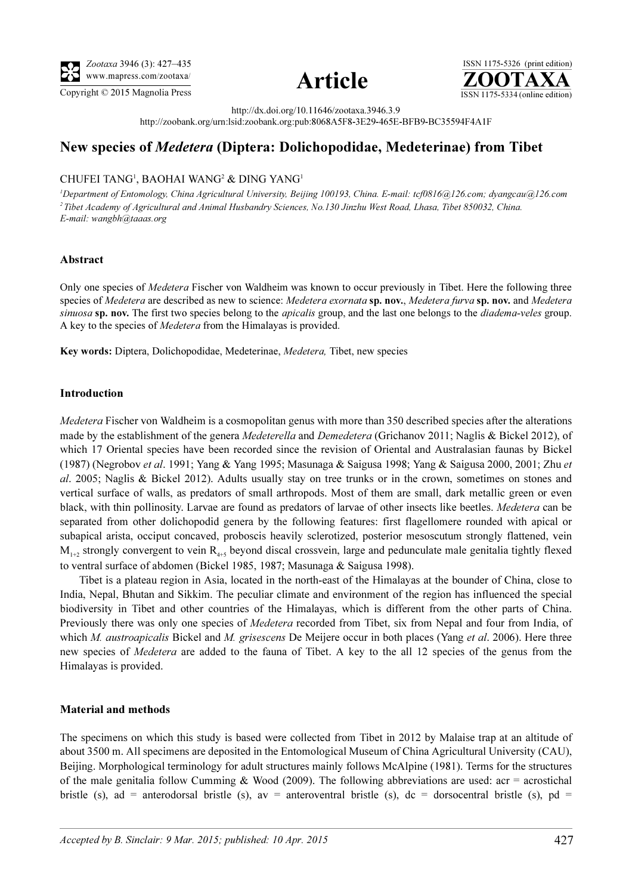http://dx.doi.org/10.11646/zootaxa.3946.3.9

http://zoobank.org/urn:lsid:zoobank.org:pub:8068A5F8-3E29-465E-BFB9-BC35594F4A1F

# New species of *Medetera* (Diptera: Dolichopodidae, Medeterinae) from Tibet

CHUFEI TANG[1], BAOHAI WANG[2] & DING YANG[1]

[1]Department of Entomology, China Agricultural University, Beijing 100193, China. E-mail: tcf0816@126.com; dyangcau@126.com

[2]Tibet Academy of Agricultural and Animal Husbandry Sciences, No.130 Jinzhu West Road, Lhasa, Tibet 850032, China. E-mail: wangbh@taaas.org

### Abstract

Only one species of *Medetera* Fischer von Waldheim was known to occur previously in Tibet. Here the following three species of *Medetera* are described as new to science: *Medetera exornata* **sp. nov.**, *Medetera furva* **sp. nov.** and *Medetera sinuosa* **sp. nov.** The first two species belong to the *apicalis* group, and the last one belongs to the *diadema-veles* group. A key to the species of *Medetera* from the Himalayas is provided.

**Key words:** Diptera, Dolichopodidae, Medeterinae, *Medetera,* Tibet, new species

### Introduction

*Medetera* Fischer von Waldheim is a cosmopolitan genus with more than 350 described species after the alterations made by the establishment of the genera *Medeterella* and *Demedetera* (Grichanov 2011; Naglis & Bickel 2012), of which 17 Oriental species have been recorded since the revision of Oriental and Australasian faunas by Bickel (1987) (Negrobov *et al*. 1991; Yang & Yang 1995; Masunaga & Saigusa 1998; Yang & Saigusa 2000, 2001; Zhu *et al*. 2005; Naglis & Bickel 2012). Adults usually stay on tree trunks or in the crown, sometimes on stones and vertical surface of walls, as predators of small arthropods. Most of them are small, dark metallic green or even black, with thin pollinosity. Larvae are found as predators of larvae of other insects like beetles. *Medetera* can be separated from other dolichopodid genera by the following features: first flagellomere rounded with apical or subapical arista, occiput concaved, proboscis heavily sclerotized, posterior mesoscutum strongly flattened, vein $M_{1+2}$ strongly convergent to vein $R_{4+5}$ beyond discal crossvein, large and pedunculate male genitalia tightly flexed to ventral surface of abdomen (Bickel 1985, 1987; Masunaga & Saigusa 1998).

Tibet is a plateau region in Asia, located in the north-east of the Himalayas at the bounder of China, close to India, Nepal, Bhutan and Sikkim. The peculiar climate and environment of the region has influenced the special biodiversity in Tibet and other countries of the Himalayas, which is different from the other parts of China. Previously there was only one species of *Medetera* recorded from Tibet, six from Nepal and four from India, of which *M. austroapicalis* Bickel and *M. grisescens* De Meijere occur in both places (Yang *et al*. 2006). Here three new species of *Medetera* are added to the fauna of Tibet. A key to the all 12 species of the genus from the Himalayas is provided.

### Material and methods

The specimens on which this study is based were collected from Tibet in 2012 by Malaise trap at an altitude of about 3500 m. All specimens are deposited in the Entomological Museum of China Agricultural University (CAU), Beijing. Morphological terminology for adult structures mainly follows McAlpine (1981). Terms for the structures of the male genitalia follow Cumming & Wood (2009). The following abbreviations are used: acr = acrostichal bristle (s), ad = anterodorsal bristle (s), av = anteroventral bristle (s), dc = dorsocentral bristle (s), pd =

Accepted by B. Sinclair: 9 Mar. 2015; published: 10 Apr. 2015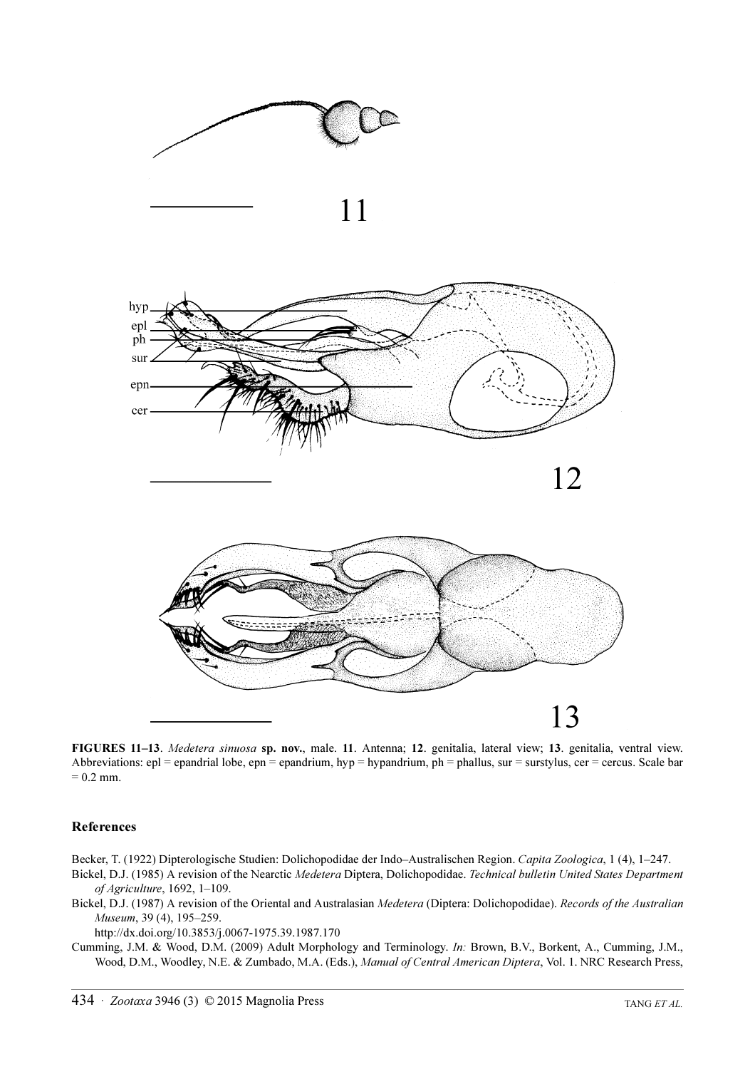**FIGURES 11–13**. *Medetera sinuosa* **sp. nov.**, male. **11**. Antenna; **12**. genitalia, lateral view; **13**. genitalia, ventral view. Abbreviations: epl = epandrial lobe, epn = epandrium, hyp = hypandrium, ph = phallus, sur = surstylus, cer = cercus. Scale bar = 0.2 mm.

## References

Becker, T. (1922) Dipterologische Studien: Dolichopodidae der Indo–Australischen Region. *Capita Zoologica*, 1 (4), 1–247.

Bickel, D.J. (1985) A revision of the Nearctic *Medetera* Diptera, Dolichopodidae. *Technical bulletin United States Department of Agriculture*, 1692, 1–109.

Bickel, D.J. (1987) A revision of the Oriental and Australasian *Medetera* (Diptera: Dolichopodidae). *Records of the Australian Museum*, 39 (4), 195–259.
http://dx.doi.org/10.3853/j.0067-1975.39.1987.170

Cumming, J.M. & Wood, D.M. (2009) Adult Morphology and Terminology. *In:* Brown, B.V., Borkent, A., Cumming, J.M., Wood, D.M., Woodley, N.E. & Zumbado, M.A. (Eds.), *Manual of Central American Diptera*, Vol. 1. NRC Research Press,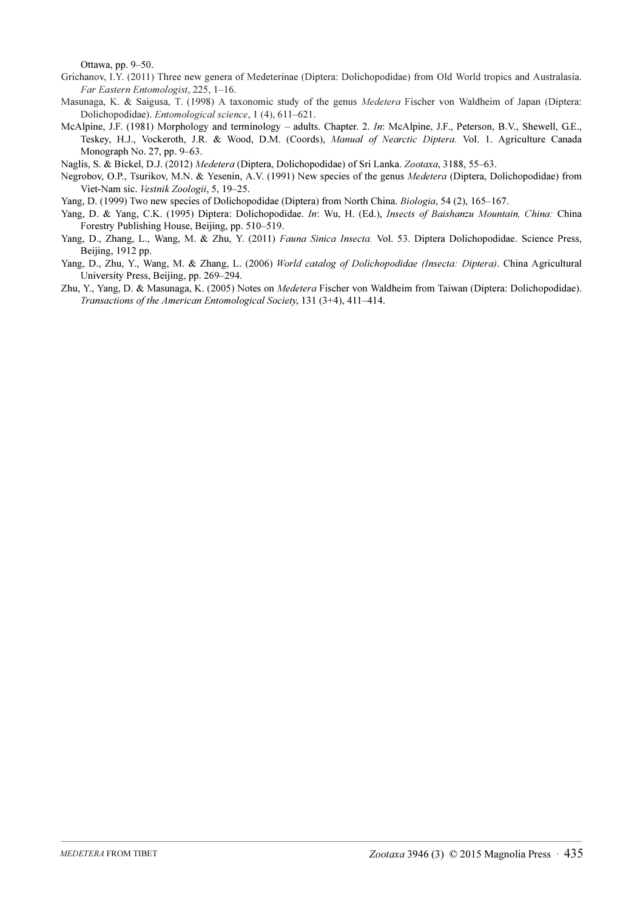Ottawa, pp. 9–50.

Grichanov, I.Y. (2011) Three new genera of Medeterinae (Diptera: Dolichopodidae) from Old World tropics and Australasia. *Far Eastern Entomologist*, 225, 1–16.

Masunaga, K. & Saigusa, T. (1998) A taxonomic study of the genus *Medetera* Fischer von Waldheim of Japan (Diptera: Dolichopodidae). *Entomological science*, 1 (4), 611–621.

McAlpine, J.F. (1981) Morphology and terminology – adults. Chapter. 2. *In*: McAlpine, J.F., Peterson, B.V., Shewell, G.E., Teskey, H.J., Vockeroth, J.R. & Wood, D.M. (Coords), *Manual of Nearctic Diptera.* Vol. 1. Agriculture Canada Monograph No. 27, pp. 9–63.

Naglis, S. & Bickel, D.J. (2012) *Medetera* (Diptera, Dolichopodidae) of Sri Lanka. *Zootaxa*, 3188, 55–63.

Negrobov, O.P., Tsurikov, M.N. & Yesenin, A.V. (1991) New species of the genus *Medetera* (Diptera, Dolichopodidae) from Viet-Nam sic. *Vestnik Zoologii*, 5, 19–25.

Yang, D. (1999) Two new species of Dolichopodidae (Diptera) from North China. *Biologia*, 54 (2), 165–167.

Yang, D. & Yang, C.K. (1995) Diptera: Dolichopodidae. *In*: Wu, H. (Ed.), *Insects of Baishanzu Mountain, China:* China Forestry Publishing House, Beijing, pp. 510–519.

Yang, D., Zhang, L., Wang, M. & Zhu, Y. (2011) *Fauna Sinica Insecta.* Vol. 53. Diptera Dolichopodidae. Science Press, Beijing, 1912 pp.

Yang, D., Zhu, Y., Wang, M. & Zhang, L. (2006) *World catalog of Dolichopodidae (Insecta: Diptera)*. China Agricultural University Press, Beijing, pp. 269–294.

Zhu, Y., Yang, D. & Masunaga, K. (2005) Notes on *Medetera* Fischer von Waldheim from Taiwan (Diptera: Dolichopodidae). *Transactions of the American Entomological Society*, 131 (3+4), 411–414.